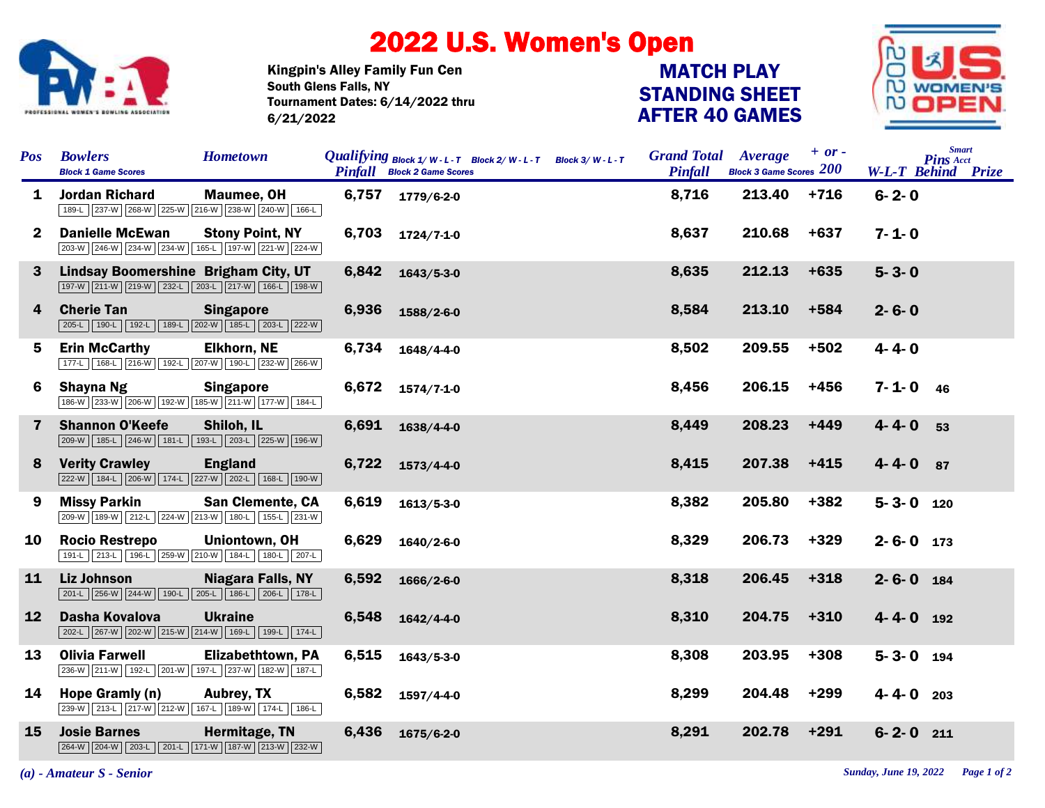# 2022 U.S. Women's Open

Kingpin's Alley Family Fun Cen
South Glens Falls, NY
Tournament Dates: 6/14/2022 thru 6/21/2022

## MATCH PLAY STANDING SHEET AFTER 40 GAMES

| Pos | Bowlers | Hometown | Block 1 Game Scores | Qualifying Pinfall | Block 1/ W-L-T / Block 2 Game Scores | Block 2/ W-L-T | Block 3/ W-L-T | Grand Total Pinfall | Average | + or - 200 | W-L-T | Smart Pins Acct Behind | Prize |
|---|---|---|---|---|---|---|---|---|---|---|---|---|---|
| 1 | Jordan Richard | Maumee, OH | 189-L, 237-W, 268-W, 225-W, 216-W, 238-W, 240-W, 166-L | 6,757 | 1779/6-2-0 | | | 8,716 | 213.40 | +716 | 6-2-0 | | |
| 2 | Danielle McEwan | Stony Point, NY | 203-W, 246-W, 234-W, 234-W, 165-L, 197-W, 221-W, 224-W | 6,703 | 1724/7-1-0 | | | 8,637 | 210.68 | +637 | 7-1-0 | | |
| 3 | Lindsay Boomershine | Brigham City, UT | 197-W, 211-W, 219-W, 232-L, 203-L, 217-W, 166-L, 198-W | 6,842 | 1643/5-3-0 | | | 8,635 | 212.13 | +635 | 5-3-0 | | |
| 4 | Cherie Tan | Singapore | 205-L, 190-L, 192-L, 189-L, 202-W, 185-L, 203-L, 222-W | 6,936 | 1588/2-6-0 | | | 8,584 | 213.10 | +584 | 2-6-0 | | |
| 5 | Erin McCarthy | Elkhorn, NE | 177-L, 168-L, 216-W, 192-L, 207-W, 190-L, 232-W, 266-W | 6,734 | 1648/4-4-0 | | | 8,502 | 209.55 | +502 | 4-4-0 | | |
| 6 | Shayna Ng | Singapore | 186-W, 233-W, 206-W, 192-W, 185-W, 211-W, 177-W, 184-L | 6,672 | 1574/7-1-0 | | | 8,456 | 206.15 | +456 | 7-1-0 | 46 | |
| 7 | Shannon O'Keefe | Shiloh, IL | 209-W, 185-L, 246-W, 181-L, 193-L, 203-L, 225-W, 196-W | 6,691 | 1638/4-4-0 | | | 8,449 | 208.23 | +449 | 4-4-0 | 53 | |
| 8 | Verity Crawley | England | 222-W, 184-L, 206-W, 174-L, 227-W, 202-L, 168-L, 190-W | 6,722 | 1573/4-4-0 | | | 8,415 | 207.38 | +415 | 4-4-0 | 87 | |
| 9 | Missy Parkin | San Clemente, CA | 209-W, 189-W, 212-L, 224-W, 213-W, 180-L, 155-L, 231-W | 6,619 | 1613/5-3-0 | | | 8,382 | 205.80 | +382 | 5-3-0 | 120 | |
| 10 | Rocio Restrepo | Uniontown, OH | 191-L, 213-L, 196-L, 259-W, 210-W, 184-L, 180-L, 207-L | 6,629 | 1640/2-6-0 | | | 8,329 | 206.73 | +329 | 2-6-0 | 173 | |
| 11 | Liz Johnson | Niagara Falls, NY | 201-L, 256-W, 244-W, 190-L, 205-L, 186-L, 206-L, 178-L | 6,592 | 1666/2-6-0 | | | 8,318 | 206.45 | +318 | 2-6-0 | 184 | |
| 12 | Dasha Kovalova | Ukraine | 202-L, 267-W, 202-W, 215-W, 214-W, 169-L, 199-L, 174-L | 6,548 | 1642/4-4-0 | | | 8,310 | 204.75 | +310 | 4-4-0 | 192 | |
| 13 | Olivia Farwell | Elizabethtown, PA | 236-W, 211-W, 192-L, 201-W, 197-L, 237-W, 182-W, 187-L | 6,515 | 1643/5-3-0 | | | 8,308 | 203.95 | +308 | 5-3-0 | 194 | |
| 14 | Hope Gramly (n) | Aubrey, TX | 239-W, 213-L, 217-W, 212-W, 167-L, 189-W, 174-L, 186-L | 6,582 | 1597/4-4-0 | | | 8,299 | 204.48 | +299 | 4-4-0 | 203 | |
| 15 | Josie Barnes | Hermitage, TN | 264-W, 204-W, 203-L, 201-L, 171-W, 187-W, 213-W, 232-W | 6,436 | 1675/6-2-0 | | | 8,291 | 202.78 | +291 | 6-2-0 | 211 | |

*(a) - Amateur S - Senior*

*Sunday, June 19, 2022*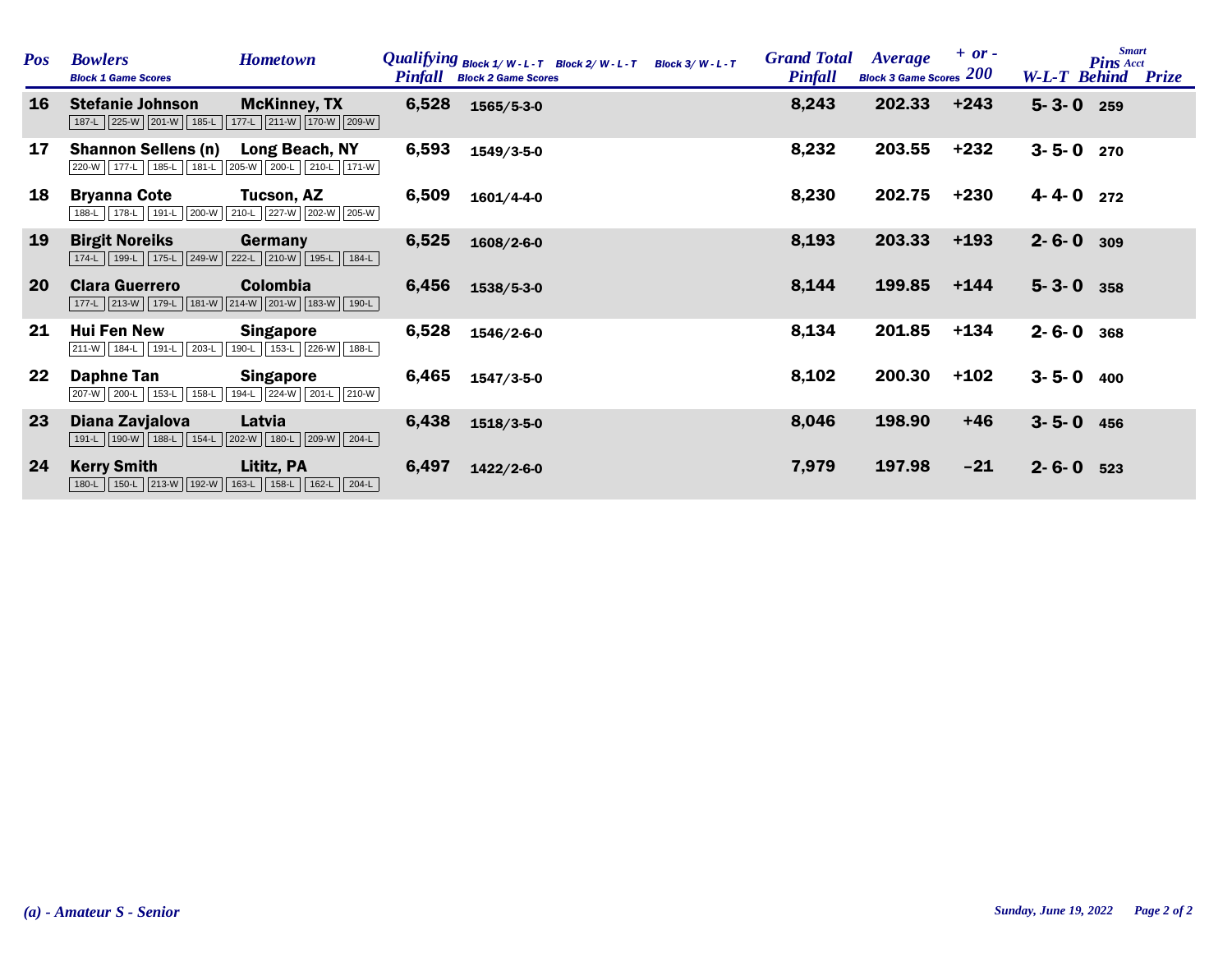| Pos | Bowlers / Block 1 Game Scores | Hometown | Qualifying Pinfall | Block 1/ W - L - T / Block 2 Game Scores | Block 2/ W - L - T | Block 3/ W - L - T | Grand Total Pinfall | Average / Block 3 Game Scores | + or - 200 | W-L-T | Smart Pins Acct Behind | Prize |
|---|---|---|---|---|---|---|---|---|---|---|---|---|
| 16 | Stefanie Johnson<br>187-L 225-W 201-W 185-L 177-L 211-W 170-W 209-W | McKinney, TX | 6,528 | 1565/5-3-0 | | | 8,243 | 202.33 | +243 | 5- 3- 0 | 259 | |
| 17 | Shannon Sellens (n)<br>220-W 177-L 185-L 181-L 205-W 200-L 210-L 171-W | Long Beach, NY | 6,593 | 1549/3-5-0 | | | 8,232 | 203.55 | +232 | 3- 5- 0 | 270 | |
| 18 | Bryanna Cote<br>188-L 178-L 191-L 200-W 210-L 227-W 202-W 205-W | Tucson, AZ | 6,509 | 1601/4-4-0 | | | 8,230 | 202.75 | +230 | 4- 4- 0 | 272 | |
| 19 | Birgit Noreiks<br>174-L 199-L 175-L 249-W 222-L 210-W 195-L 184-L | Germany | 6,525 | 1608/2-6-0 | | | 8,193 | 203.33 | +193 | 2- 6- 0 | 309 | |
| 20 | Clara Guerrero<br>177-L 213-W 179-L 181-W 214-W 201-W 183-W 190-L | Colombia | 6,456 | 1538/5-3-0 | | | 8,144 | 199.85 | +144 | 5- 3- 0 | 358 | |
| 21 | Hui Fen New<br>211-W 184-L 191-L 203-L 190-L 153-L 226-W 188-L | Singapore | 6,528 | 1546/2-6-0 | | | 8,134 | 201.85 | +134 | 2- 6- 0 | 368 | |
| 22 | Daphne Tan<br>207-W 200-L 153-L 158-L 194-L 224-W 201-L 210-W | Singapore | 6,465 | 1547/3-5-0 | | | 8,102 | 200.30 | +102 | 3- 5- 0 | 400 | |
| 23 | Diana Zavjalova<br>191-L 190-W 188-L 154-L 202-W 180-L 209-W 204-L | Latvia | 6,438 | 1518/3-5-0 | | | 8,046 | 198.90 | +46 | 3- 5- 0 | 456 | |
| 24 | Kerry Smith<br>180-L 150-L 213-W 192-W 163-L 158-L 162-L 204-L | Lititz, PA | 6,497 | 1422/2-6-0 | | | 7,979 | 197.98 | -21 | 2- 6- 0 | 523 | |

*(a) - Amateur S - Senior*

*Sunday, June 19, 2022*